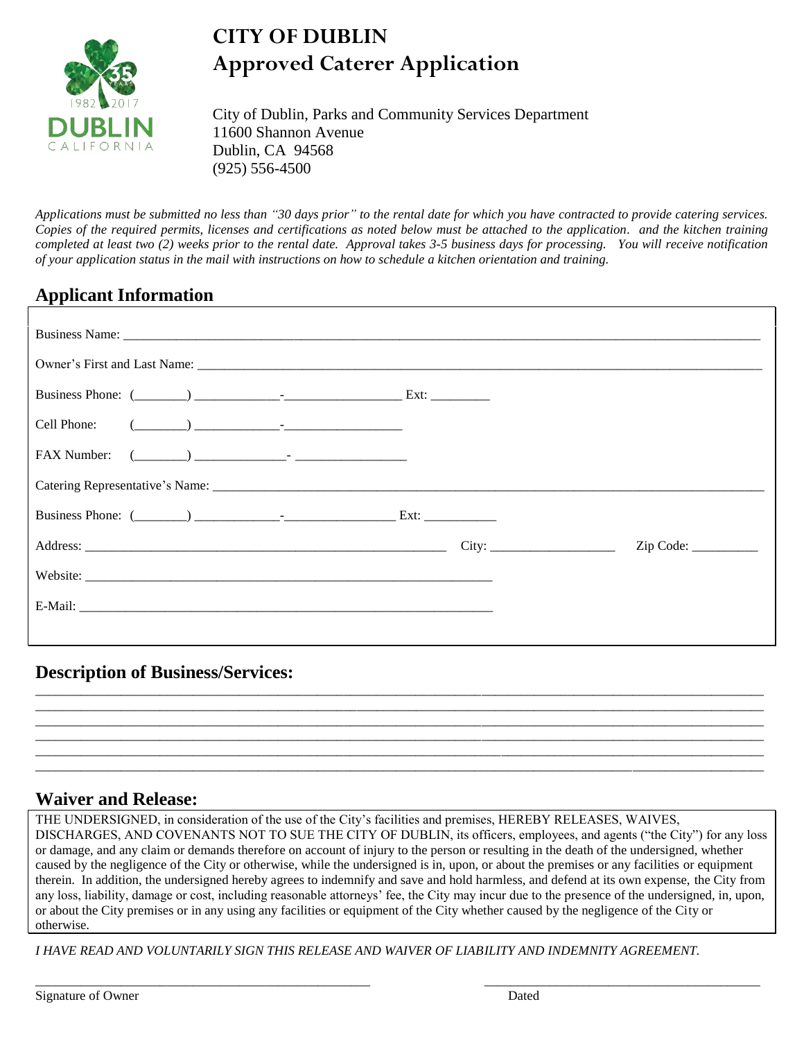# CITY OF DUBLIN
# Approved Caterer Application

City of Dublin, Parks and Community Services Department
11600 Shannon Avenue
Dublin, CA 94568
(925) 556-4500

*Applications must be submitted no less than "30 days prior" to the rental date for which you have contracted to provide catering services. Copies of the required permits, licenses and certifications as noted below must be attached to the application. and the kitchen training completed at least two (2) weeks prior to the rental date. Approval takes 3-5 business days for processing. You will receive notification of your application status in the mail with instructions on how to schedule a kitchen orientation and training.*

## Applicant Information

Business Name: ______________________________________________

Owner's First and Last Name: ______________________________________________

Business Phone: (________) _____________-_________________ Ext: _________

Cell Phone: (________) _____________-_________________

FAX Number: (________) _____________- ________________

Catering Representative's Name: ______________________________________________

Business Phone: (________) _____________-________________ Ext: ___________

Address: ______________________________ City: ___________________ Zip Code: __________

Website: ______________________________________________

E-Mail: ______________________________________________

## Description of Business/Services:

______________________________________________________________________________
______________________________________________________________________________
______________________________________________________________________________
______________________________________________________________________________
______________________________________________________________________________
______________________________________________________________________________

## Waiver and Release:

THE UNDERSIGNED, in consideration of the use of the City's facilities and premises, HEREBY RELEASES, WAIVES, DISCHARGES, AND COVENANTS NOT TO SUE THE CITY OF DUBLIN, its officers, employees, and agents ("the City") for any loss or damage, and any claim or demands therefore on account of injury to the person or resulting in the death of the undersigned, whether caused by the negligence of the City or otherwise, while the undersigned is in, upon, or about the premises or any facilities or equipment therein. In addition, the undersigned hereby agrees to indemnify and save and hold harmless, and defend at its own expense, the City from any loss, liability, damage or cost, including reasonable attorneys' fee, the City may incur due to the presence of the undersigned, in, upon, or about the City premises or in any using any facilities or equipment of the City whether caused by the negligence of the City or otherwise.

*I HAVE READ AND VOLUNTARILY SIGN THIS RELEASE AND WAIVER OF LIABILITY AND INDEMNITY AGREEMENT.*

_____________________________________ _____________________________________
Signature of Owner Dated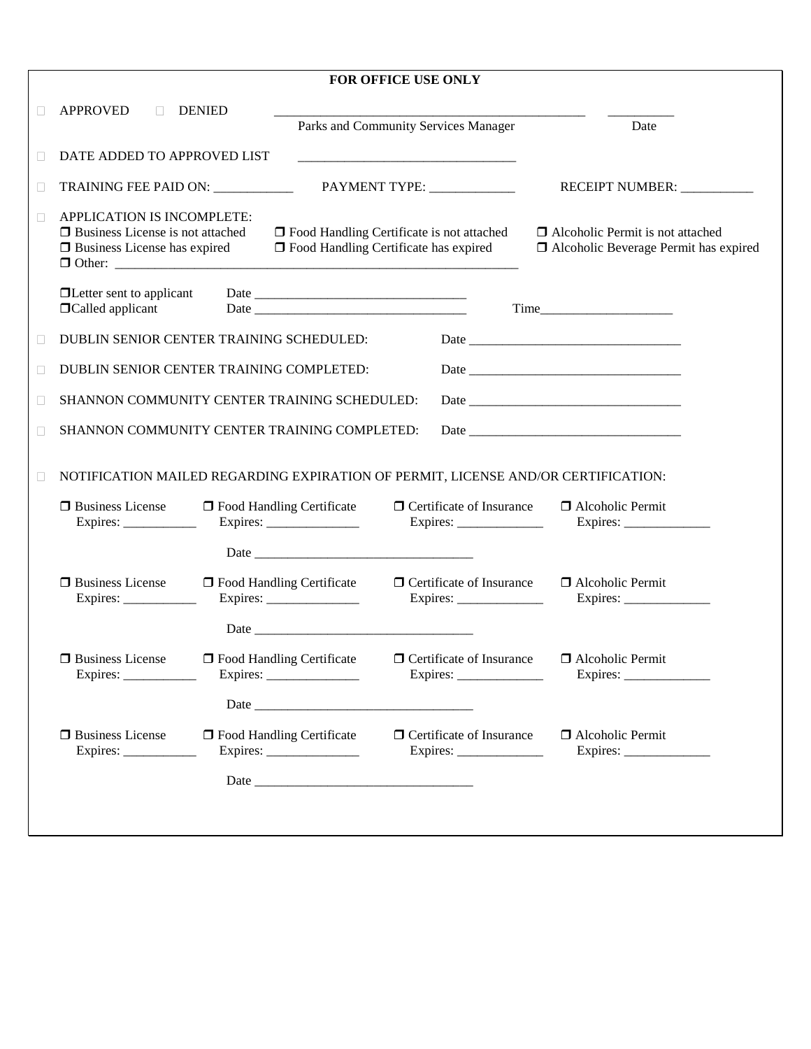**FOR OFFICE USE ONLY**

☐ APPROVED ☐ DENIED _______________________________________________ __________

Parks and Community Services Manager Date

☐ DATE ADDED TO APPROVED LIST _________________________________

☐ TRAINING FEE PAID ON: ____________ PAYMENT TYPE: _____________ RECEIPT NUMBER: ___________

☐ APPLICATION IS INCOMPLETE:

❒ Business License is not attached ❒ Food Handling Certificate is not attached ❒ Alcoholic Permit is not attached

❒ Business License has expired ❒ Food Handling Certificate has expired ❒ Alcoholic Beverage Permit has expired

❒ Other: _____________________________________________________________

❒Letter sent to applicant Date _________________________________

❒Called applicant Date _________________________________ Time_____________________

☐ DUBLIN SENIOR CENTER TRAINING SCHEDULED: Date _________________________________

☐ DUBLIN SENIOR CENTER TRAINING COMPLETED: Date _________________________________

☐ SHANNON COMMUNITY CENTER TRAINING SCHEDULED: Date _________________________________

☐ SHANNON COMMUNITY CENTER TRAINING COMPLETED: Date _________________________________

☐ NOTIFICATION MAILED REGARDING EXPIRATION OF PERMIT, LICENSE AND/OR CERTIFICATION:

❒ Business License Expires: ___________ ❒ Food Handling Certificate Expires: ______________ ❒ Certificate of Insurance Expires: _____________ ❒ Alcoholic Permit Expires: _____________

Date _________________________________

❒ Business License Expires: ___________ ❒ Food Handling Certificate Expires: ______________ ❒ Certificate of Insurance Expires: _____________ ❒ Alcoholic Permit Expires: _____________

Date _________________________________

❒ Business License Expires: ___________ ❒ Food Handling Certificate Expires: ______________ ❒ Certificate of Insurance Expires: _____________ ❒ Alcoholic Permit Expires: _____________

Date _________________________________

❒ Business License Expires: ___________ ❒ Food Handling Certificate Expires: ______________ ❒ Certificate of Insurance Expires: _____________ ❒ Alcoholic Permit Expires: _____________

Date _________________________________